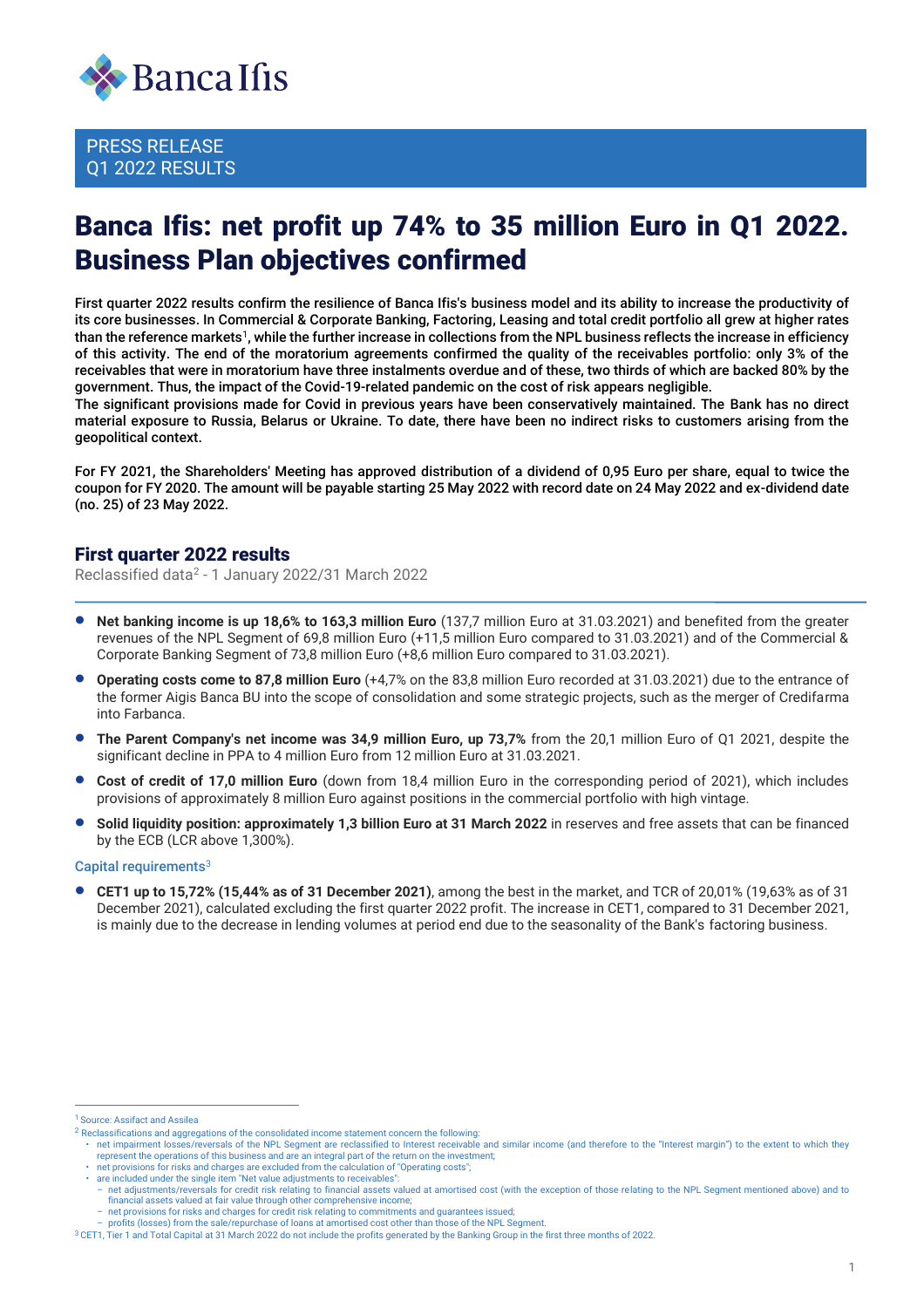Banca Ifis

PRESS RELEASE
Q1 2022 RESULTS

# Banca Ifis: net profit up 74% to 35 million Euro in Q1 2022. Business Plan objectives confirmed

**First quarter 2022 results confirm the resilience of Banca Ifis's business model and its ability to increase the productivity of its core businesses. In Commercial & Corporate Banking, Factoring, Leasing and total credit portfolio all grew at higher rates than the reference markets[1], while the further increase in collections from the NPL business reflects the increase in efficiency of this activity. The end of the moratorium agreements confirmed the quality of the receivables portfolio: only 3% of the receivables that were in moratorium have three instalments overdue and of these, two thirds of which are backed 80% by the government. Thus, the impact of the Covid-19-related pandemic on the cost of risk appears negligible.**
**The significant provisions made for Covid in previous years have been conservatively maintained. The Bank has no direct material exposure to Russia, Belarus or Ukraine. To date, there have been no indirect risks to customers arising from the geopolitical context.**

**For FY 2021, the Shareholders' Meeting has approved distribution of a dividend of 0,95 Euro per share, equal to twice the coupon for FY 2020. The amount will be payable starting 25 May 2022 with record date on 24 May 2022 and ex-dividend date (no. 25) of 23 May 2022.**

## First quarter 2022 results

Reclassified data[2] - 1 January 2022/31 March 2022

- **Net banking income is up 18,6% to 163,3 million Euro** (137,7 million Euro at 31.03.2021) and benefited from the greater revenues of the NPL Segment of 69,8 million Euro (+11,5 million Euro compared to 31.03.2021) and of the Commercial & Corporate Banking Segment of 73,8 million Euro (+8,6 million Euro compared to 31.03.2021).
- **Operating costs come to 87,8 million Euro** (+4,7% on the 83,8 million Euro recorded at 31.03.2021) due to the entrance of the former Aigis Banca BU into the scope of consolidation and some strategic projects, such as the merger of Credifarma into Farbanca.
- **The Parent Company's net income was 34,9 million Euro, up 73,7%** from the 20,1 million Euro of Q1 2021, despite the significant decline in PPA to 4 million Euro from 12 million Euro at 31.03.2021.
- **Cost of credit of 17,0 million Euro** (down from 18,4 million Euro in the corresponding period of 2021), which includes provisions of approximately 8 million Euro against positions in the commercial portfolio with high vintage.
- **Solid liquidity position: approximately 1,3 billion Euro at 31 March 2022** in reserves and free assets that can be financed by the ECB (LCR above 1,300%).

### Capital requirements[3]

- **CET1 up to 15,72% (15,44% as of 31 December 2021)**, among the best in the market, and TCR of 20,01% (19,63% as of 31 December 2021), calculated excluding the first quarter 2022 profit. The increase in CET1, compared to 31 December 2021, is mainly due to the decrease in lending volumes at period end due to the seasonality of the Bank's factoring business.

---

[1] Source: Assifact and Assilea

[2] Reclassifications and aggregations of the consolidated income statement concern the following:
- net impairment losses/reversals of the NPL Segment are reclassified to Interest receivable and similar income (and therefore to the "Interest margin") to the extent to which they represent the operations of this business and are an integral part of the return on the investment;
- net provisions for risks and charges are excluded from the calculation of "Operating costs";
- are included under the single item "Net value adjustments to receivables":
  - net adjustments/reversals for credit risk relating to financial assets valued at amortised cost (with the exception of those relating to the NPL Segment mentioned above) and to financial assets valued at fair value through other comprehensive income;
  - net provisions for risks and charges for credit risk relating to commitments and guarantees issued;
  - profits (losses) from the sale/repurchase of loans at amortised cost other than those of the NPL Segment.

[3] CET1, Tier 1 and Total Capital at 31 March 2022 do not include the profits generated by the Banking Group in the first three months of 2022.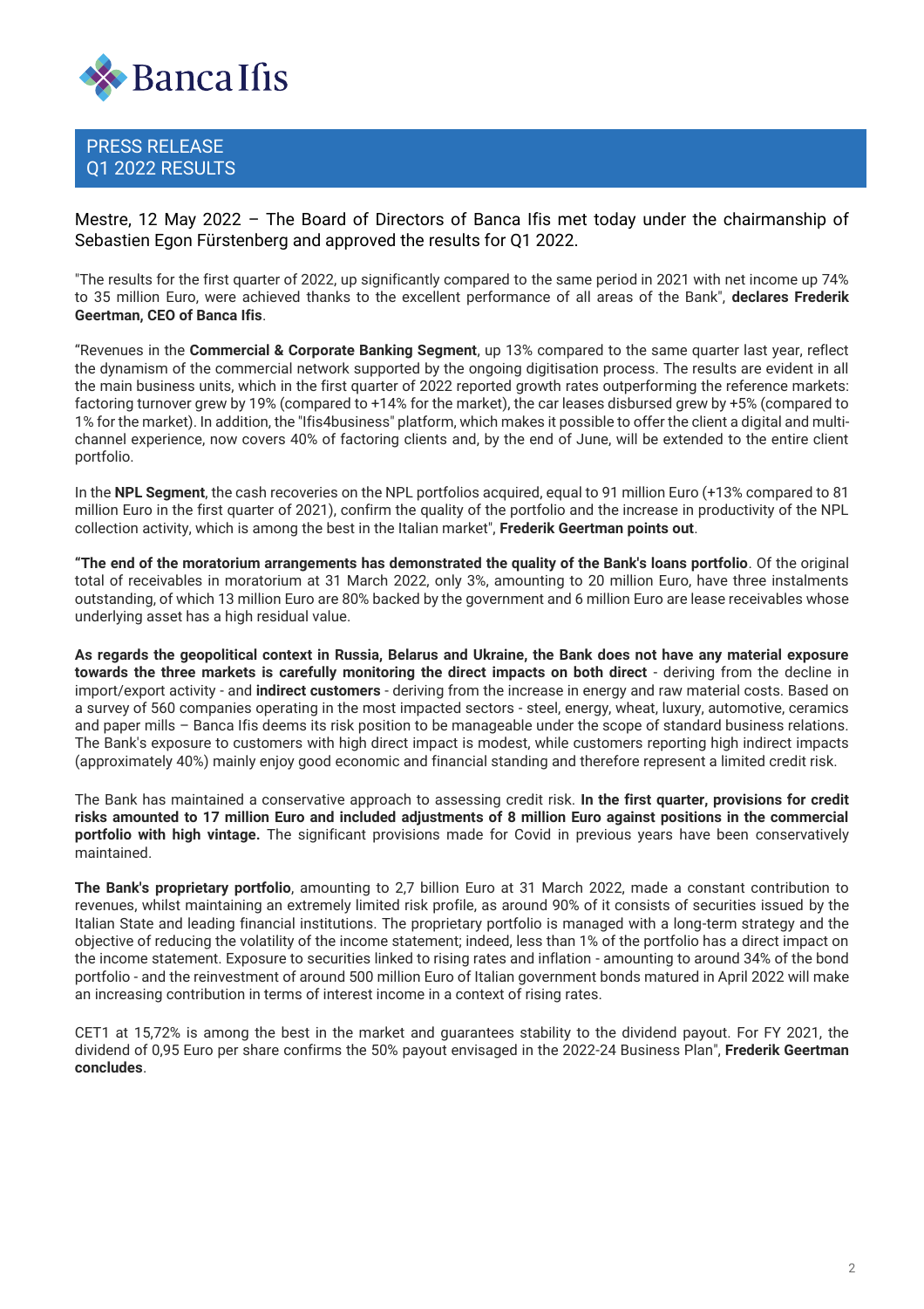# PRESS RELEASE
## Q1 2022 RESULTS

Mestre, 12 May 2022 – The Board of Directors of Banca Ifis met today under the chairmanship of Sebastien Egon Fürstenberg and approved the results for Q1 2022.

"The results for the first quarter of 2022, up significantly compared to the same period in 2021 with net income up 74% to 35 million Euro, were achieved thanks to the excellent performance of all areas of the Bank", **declares Frederik Geertman, CEO of Banca Ifis**.

"Revenues in the **Commercial & Corporate Banking Segment**, up 13% compared to the same quarter last year, reflect the dynamism of the commercial network supported by the ongoing digitisation process. The results are evident in all the main business units, which in the first quarter of 2022 reported growth rates outperforming the reference markets: factoring turnover grew by 19% (compared to +14% for the market), the car leases disbursed grew by +5% (compared to 1% for the market). In addition, the "Ifis4business" platform, which makes it possible to offer the client a digital and multi-channel experience, now covers 40% of factoring clients and, by the end of June, will be extended to the entire client portfolio.

In the **NPL Segment**, the cash recoveries on the NPL portfolios acquired, equal to 91 million Euro (+13% compared to 81 million Euro in the first quarter of 2021), confirm the quality of the portfolio and the increase in productivity of the NPL collection activity, which is among the best in the Italian market", **Frederik Geertman points out**.

**"The end of the moratorium arrangements has demonstrated the quality of the Bank's loans portfolio**. Of the original total of receivables in moratorium at 31 March 2022, only 3%, amounting to 20 million Euro, have three instalments outstanding, of which 13 million Euro are 80% backed by the government and 6 million Euro are lease receivables whose underlying asset has a high residual value.

**As regards the geopolitical context in Russia, Belarus and Ukraine, the Bank does not have any material exposure towards the three markets is carefully monitoring the direct impacts on both direct** - deriving from the decline in import/export activity - and **indirect customers** - deriving from the increase in energy and raw material costs. Based on a survey of 560 companies operating in the most impacted sectors - steel, energy, wheat, luxury, automotive, ceramics and paper mills – Banca Ifis deems its risk position to be manageable under the scope of standard business relations. The Bank's exposure to customers with high direct impact is modest, while customers reporting high indirect impacts (approximately 40%) mainly enjoy good economic and financial standing and therefore represent a limited credit risk.

The Bank has maintained a conservative approach to assessing credit risk. **In the first quarter, provisions for credit risks amounted to 17 million Euro and included adjustments of 8 million Euro against positions in the commercial portfolio with high vintage.** The significant provisions made for Covid in previous years have been conservatively maintained.

**The Bank's proprietary portfolio**, amounting to 2,7 billion Euro at 31 March 2022, made a constant contribution to revenues, whilst maintaining an extremely limited risk profile, as around 90% of it consists of securities issued by the Italian State and leading financial institutions. The proprietary portfolio is managed with a long-term strategy and the objective of reducing the volatility of the income statement; indeed, less than 1% of the portfolio has a direct impact on the income statement. Exposure to securities linked to rising rates and inflation - amounting to around 34% of the bond portfolio - and the reinvestment of around 500 million Euro of Italian government bonds matured in April 2022 will make an increasing contribution in terms of interest income in a context of rising rates.

CET1 at 15,72% is among the best in the market and guarantees stability to the dividend payout. For FY 2021, the dividend of 0,95 Euro per share confirms the 50% payout envisaged in the 2022-24 Business Plan", **Frederik Geertman concludes**.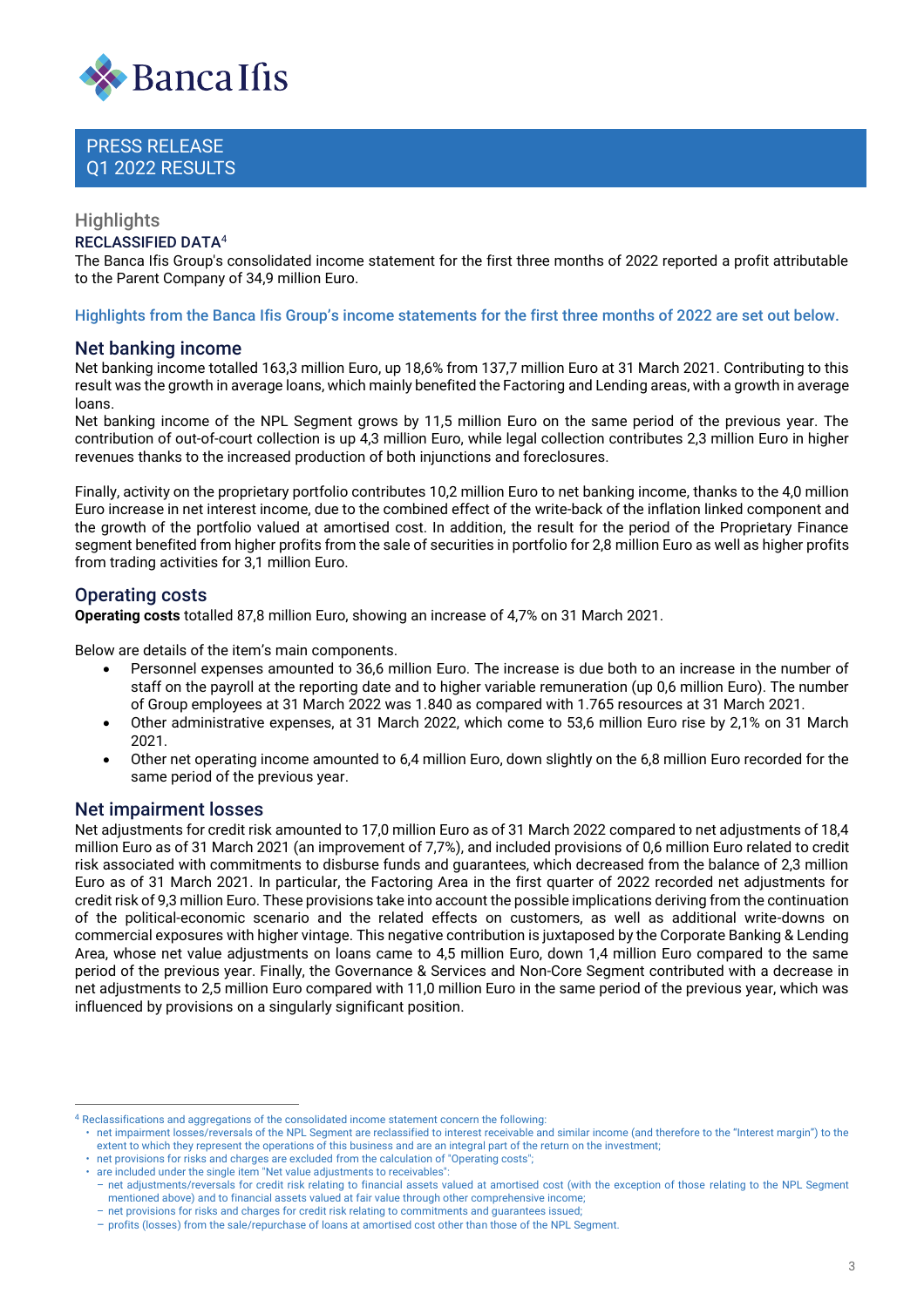PRESS RELEASE
Q1 2022 RESULTS

## Highlights

RECLASSIFIED DATA[4]

The Banca Ifis Group's consolidated income statement for the first three months of 2022 reported a profit attributable to the Parent Company of 34,9 million Euro.

Highlights from the Banca Ifis Group's income statements for the first three months of 2022 are set out below.

### Net banking income

Net banking income totalled 163,3 million Euro, up 18,6% from 137,7 million Euro at 31 March 2021. Contributing to this result was the growth in average loans, which mainly benefited the Factoring and Lending areas, with a growth in average loans.

Net banking income of the NPL Segment grows by 11,5 million Euro on the same period of the previous year. The contribution of out-of-court collection is up 4,3 million Euro, while legal collection contributes 2,3 million Euro in higher revenues thanks to the increased production of both injunctions and foreclosures.

Finally, activity on the proprietary portfolio contributes 10,2 million Euro to net banking income, thanks to the 4,0 million Euro increase in net interest income, due to the combined effect of the write-back of the inflation linked component and the growth of the portfolio valued at amortised cost. In addition, the result for the period of the Proprietary Finance segment benefited from higher profits from the sale of securities in portfolio for 2,8 million Euro as well as higher profits from trading activities for 3,1 million Euro.

### Operating costs

**Operating costs** totalled 87,8 million Euro, showing an increase of 4,7% on 31 March 2021.

Below are details of the item's main components.

- Personnel expenses amounted to 36,6 million Euro. The increase is due both to an increase in the number of staff on the payroll at the reporting date and to higher variable remuneration (up 0,6 million Euro). The number of Group employees at 31 March 2022 was 1.840 as compared with 1.765 resources at 31 March 2021.
- Other administrative expenses, at 31 March 2022, which come to 53,6 million Euro rise by 2,1% on 31 March 2021.
- Other net operating income amounted to 6,4 million Euro, down slightly on the 6,8 million Euro recorded for the same period of the previous year.

### Net impairment losses

Net adjustments for credit risk amounted to 17,0 million Euro as of 31 March 2022 compared to net adjustments of 18,4 million Euro as of 31 March 2021 (an improvement of 7,7%), and included provisions of 0,6 million Euro related to credit risk associated with commitments to disburse funds and guarantees, which decreased from the balance of 2,3 million Euro as of 31 March 2021. In particular, the Factoring Area in the first quarter of 2022 recorded net adjustments for credit risk of 9,3 million Euro. These provisions take into account the possible implications deriving from the continuation of the political-economic scenario and the related effects on customers, as well as additional write-downs on commercial exposures with higher vintage. This negative contribution is juxtaposed by the Corporate Banking & Lending Area, whose net value adjustments on loans came to 4,5 million Euro, down 1,4 million Euro compared to the same period of the previous year. Finally, the Governance & Services and Non-Core Segment contributed with a decrease in net adjustments to 2,5 million Euro compared with 11,0 million Euro in the same period of the previous year, which was influenced by provisions on a singularly significant position.

---

[4] Reclassifications and aggregations of the consolidated income statement concern the following:
- net impairment losses/reversals of the NPL Segment are reclassified to interest receivable and similar income (and therefore to the "Interest margin") to the extent to which they represent the operations of this business and are an integral part of the return on the investment;
- net provisions for risks and charges are excluded from the calculation of "Operating costs";
- are included under the single item "Net value adjustments to receivables":
  - net adjustments/reversals for credit risk relating to financial assets valued at amortised cost (with the exception of those relating to the NPL Segment mentioned above) and to financial assets valued at fair value through other comprehensive income;
  - net provisions for risks and charges for credit risk relating to commitments and guarantees issued;
  - profits (losses) from the sale/repurchase of loans at amortised cost other than those of the NPL Segment.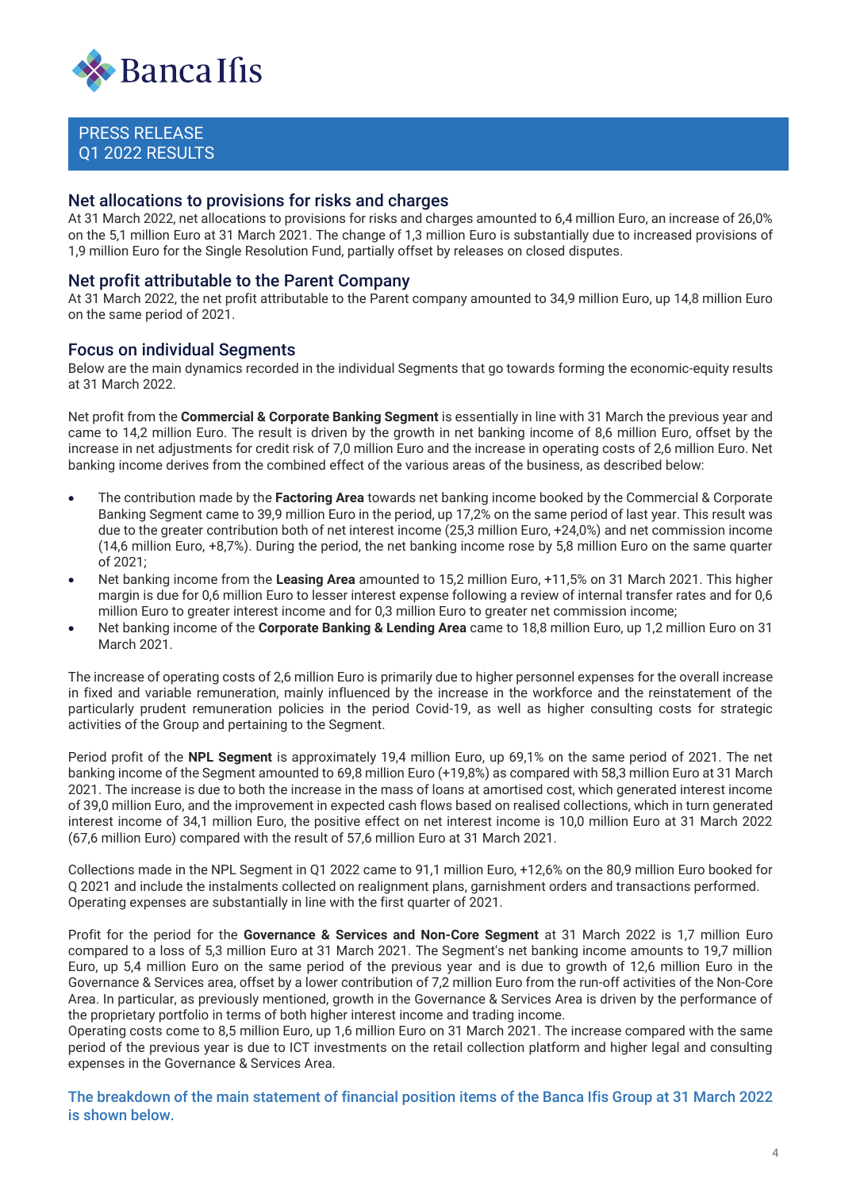## Net allocations to provisions for risks and charges

At 31 March 2022, net allocations to provisions for risks and charges amounted to 6,4 million Euro, an increase of 26,0% on the 5,1 million Euro at 31 March 2021. The change of 1,3 million Euro is substantially due to increased provisions of 1,9 million Euro for the Single Resolution Fund, partially offset by releases on closed disputes.

## Net profit attributable to the Parent Company

At 31 March 2022, the net profit attributable to the Parent company amounted to 34,9 million Euro, up 14,8 million Euro on the same period of 2021.

## Focus on individual Segments

Below are the main dynamics recorded in the individual Segments that go towards forming the economic-equity results at 31 March 2022.

Net profit from the **Commercial & Corporate Banking Segment** is essentially in line with 31 March the previous year and came to 14,2 million Euro. The result is driven by the growth in net banking income of 8,6 million Euro, offset by the increase in net adjustments for credit risk of 7,0 million Euro and the increase in operating costs of 2,6 million Euro. Net banking income derives from the combined effect of the various areas of the business, as described below:

- The contribution made by the **Factoring Area** towards net banking income booked by the Commercial & Corporate Banking Segment came to 39,9 million Euro in the period, up 17,2% on the same period of last year. This result was due to the greater contribution both of net interest income (25,3 million Euro, +24,0%) and net commission income (14,6 million Euro, +8,7%). During the period, the net banking income rose by 5,8 million Euro on the same quarter of 2021;
- Net banking income from the **Leasing Area** amounted to 15,2 million Euro, +11,5% on 31 March 2021. This higher margin is due for 0,6 million Euro to lesser interest expense following a review of internal transfer rates and for 0,6 million Euro to greater interest income and for 0,3 million Euro to greater net commission income;
- Net banking income of the **Corporate Banking & Lending Area** came to 18,8 million Euro, up 1,2 million Euro on 31 March 2021.

The increase of operating costs of 2,6 million Euro is primarily due to higher personnel expenses for the overall increase in fixed and variable remuneration, mainly influenced by the increase in the workforce and the reinstatement of the particularly prudent remuneration policies in the period Covid-19, as well as higher consulting costs for strategic activities of the Group and pertaining to the Segment.

Period profit of the **NPL Segment** is approximately 19,4 million Euro, up 69,1% on the same period of 2021. The net banking income of the Segment amounted to 69,8 million Euro (+19,8%) as compared with 58,3 million Euro at 31 March 2021. The increase is due to both the increase in the mass of loans at amortised cost, which generated interest income of 39,0 million Euro, and the improvement in expected cash flows based on realised collections, which in turn generated interest income of 34,1 million Euro, the positive effect on net interest income is 10,0 million Euro at 31 March 2022 (67,6 million Euro) compared with the result of 57,6 million Euro at 31 March 2021.

Collections made in the NPL Segment in Q1 2022 came to 91,1 million Euro, +12,6% on the 80,9 million Euro booked for Q 2021 and include the instalments collected on realignment plans, garnishment orders and transactions performed. Operating expenses are substantially in line with the first quarter of 2021.

Profit for the period for the **Governance & Services and Non-Core Segment** at 31 March 2022 is 1,7 million Euro compared to a loss of 5,3 million Euro at 31 March 2021. The Segment's net banking income amounts to 19,7 million Euro, up 5,4 million Euro on the same period of the previous year and is due to growth of 12,6 million Euro in the Governance & Services area, offset by a lower contribution of 7,2 million Euro from the run-off activities of the Non-Core Area. In particular, as previously mentioned, growth in the Governance & Services Area is driven by the performance of the proprietary portfolio in terms of both higher interest income and trading income.
Operating costs come to 8,5 million Euro, up 1,6 million Euro on 31 March 2021. The increase compared with the same period of the previous year is due to ICT investments on the retail collection platform and higher legal and consulting expenses in the Governance & Services Area.

### The breakdown of the main statement of financial position items of the Banca Ifis Group at 31 March 2022 is shown below.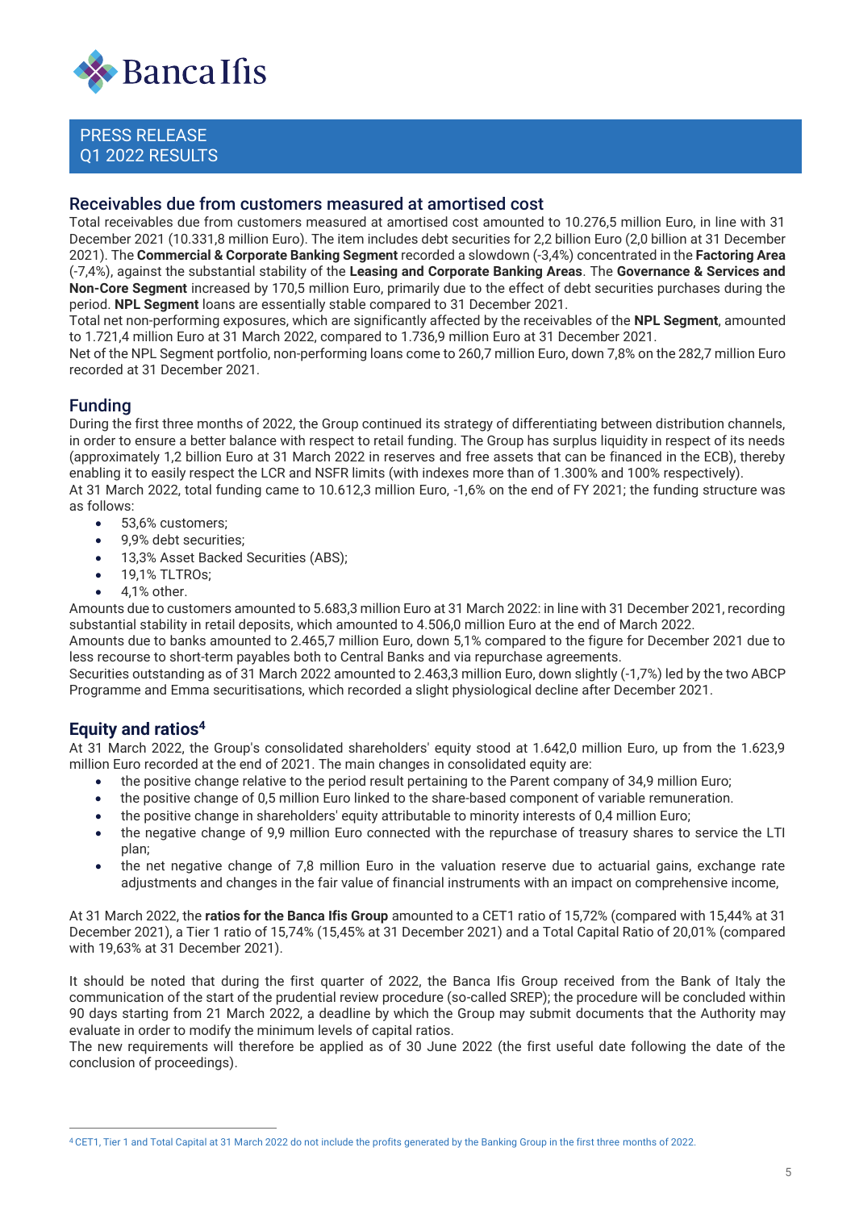PRESS RELEASE
Q1 2022 RESULTS

## Receivables due from customers measured at amortised cost

Total receivables due from customers measured at amortised cost amounted to 10.276,5 million Euro, in line with 31 December 2021 (10.331,8 million Euro). The item includes debt securities for 2,2 billion Euro (2,0 billion at 31 December 2021). The **Commercial & Corporate Banking Segment** recorded a slowdown (-3,4%) concentrated in the **Factoring Area** (-7,4%), against the substantial stability of the **Leasing and Corporate Banking Areas**. The **Governance & Services and Non-Core Segment** increased by 170,5 million Euro, primarily due to the effect of debt securities purchases during the period. **NPL Segment** loans are essentially stable compared to 31 December 2021.

Total net non-performing exposures, which are significantly affected by the receivables of the **NPL Segment**, amounted to 1.721,4 million Euro at 31 March 2022, compared to 1.736,9 million Euro at 31 December 2021.

Net of the NPL Segment portfolio, non-performing loans come to 260,7 million Euro, down 7,8% on the 282,7 million Euro recorded at 31 December 2021.

## Funding

During the first three months of 2022, the Group continued its strategy of differentiating between distribution channels, in order to ensure a better balance with respect to retail funding. The Group has surplus liquidity in respect of its needs (approximately 1,2 billion Euro at 31 March 2022 in reserves and free assets that can be financed in the ECB), thereby enabling it to easily respect the LCR and NSFR limits (with indexes more than of 1.300% and 100% respectively).

At 31 March 2022, total funding came to 10.612,3 million Euro, -1,6% on the end of FY 2021; the funding structure was as follows:

- 53,6% customers;
- 9,9% debt securities;
- 13,3% Asset Backed Securities (ABS);
- 19,1% TLTROs;
- 4,1% other.

Amounts due to customers amounted to 5.683,3 million Euro at 31 March 2022: in line with 31 December 2021, recording substantial stability in retail deposits, which amounted to 4.506,0 million Euro at the end of March 2022.

Amounts due to banks amounted to 2.465,7 million Euro, down 5,1% compared to the figure for December 2021 due to less recourse to short-term payables both to Central Banks and via repurchase agreements.

Securities outstanding as of 31 March 2022 amounted to 2.463,3 million Euro, down slightly (-1,7%) led by the two ABCP Programme and Emma securitisations, which recorded a slight physiological decline after December 2021.

## Equity and ratios[4]

At 31 March 2022, the Group's consolidated shareholders' equity stood at 1.642,0 million Euro, up from the 1.623,9 million Euro recorded at the end of 2021. The main changes in consolidated equity are:

- the positive change relative to the period result pertaining to the Parent company of 34,9 million Euro;
- the positive change of 0,5 million Euro linked to the share-based component of variable remuneration.
- the positive change in shareholders' equity attributable to minority interests of 0,4 million Euro;
- the negative change of 9,9 million Euro connected with the repurchase of treasury shares to service the LTI plan;
- the net negative change of 7,8 million Euro in the valuation reserve due to actuarial gains, exchange rate adjustments and changes in the fair value of financial instruments with an impact on comprehensive income,

At 31 March 2022, the **ratios for the Banca Ifis Group** amounted to a CET1 ratio of 15,72% (compared with 15,44% at 31 December 2021), a Tier 1 ratio of 15,74% (15,45% at 31 December 2021) and a Total Capital Ratio of 20,01% (compared with 19,63% at 31 December 2021).

It should be noted that during the first quarter of 2022, the Banca Ifis Group received from the Bank of Italy the communication of the start of the prudential review procedure (so-called SREP); the procedure will be concluded within 90 days starting from 21 March 2022, a deadline by which the Group may submit documents that the Authority may evaluate in order to modify the minimum levels of capital ratios.

The new requirements will therefore be applied as of 30 June 2022 (the first useful date following the date of the conclusion of proceedings).

[4] CET1, Tier 1 and Total Capital at 31 March 2022 do not include the profits generated by the Banking Group in the first three months of 2022.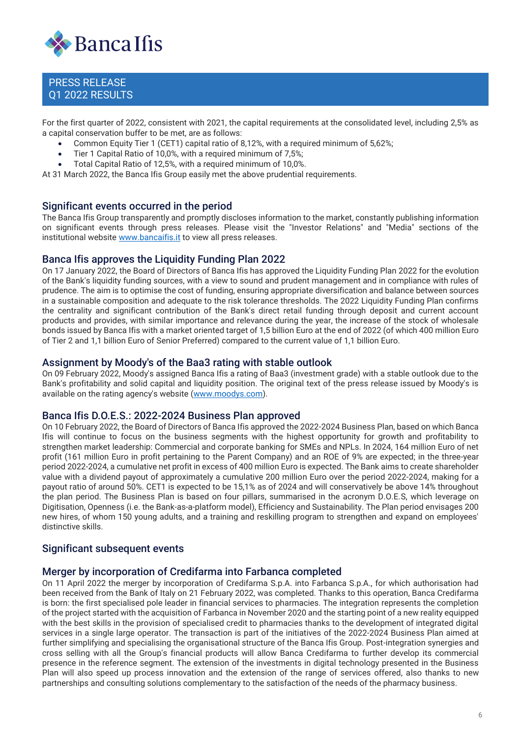For the first quarter of 2022, consistent with 2021, the capital requirements at the consolidated level, including 2,5% as a capital conservation buffer to be met, are as follows:

- Common Equity Tier 1 (CET1) capital ratio of 8,12%, with a required minimum of 5,62%;
- Tier 1 Capital Ratio of 10,0%, with a required minimum of 7,5%;
- Total Capital Ratio of 12,5%, with a required minimum of 10,0%.

At 31 March 2022, the Banca Ifis Group easily met the above prudential requirements.

## Significant events occurred in the period

The Banca Ifis Group transparently and promptly discloses information to the market, constantly publishing information on significant events through press releases. Please visit the "Investor Relations" and "Media" sections of the institutional website www.bancaifis.it to view all press releases.

### Banca Ifis approves the Liquidity Funding Plan 2022

On 17 January 2022, the Board of Directors of Banca Ifis has approved the Liquidity Funding Plan 2022 for the evolution of the Bank's liquidity funding sources, with a view to sound and prudent management and in compliance with rules of prudence. The aim is to optimise the cost of funding, ensuring appropriate diversification and balance between sources in a sustainable composition and adequate to the risk tolerance thresholds. The 2022 Liquidity Funding Plan confirms the centrality and significant contribution of the Bank's direct retail funding through deposit and current account products and provides, with similar importance and relevance during the year, the increase of the stock of wholesale bonds issued by Banca Ifis with a market oriented target of 1,5 billion Euro at the end of 2022 (of which 400 million Euro of Tier 2 and 1,1 billion Euro of Senior Preferred) compared to the current value of 1,1 billion Euro.

### Assignment by Moody's of the Baa3 rating with stable outlook

On 09 February 2022, Moody's assigned Banca Ifis a rating of Baa3 (investment grade) with a stable outlook due to the Bank's profitability and solid capital and liquidity position. The original text of the press release issued by Moody's is available on the rating agency's website (www.moodys.com).

### Banca Ifis D.O.E.S.: 2022-2024 Business Plan approved

On 10 February 2022, the Board of Directors of Banca Ifis approved the 2022-2024 Business Plan, based on which Banca Ifis will continue to focus on the business segments with the highest opportunity for growth and profitability to strengthen market leadership: Commercial and corporate banking for SMEs and NPLs. In 2024, 164 million Euro of net profit (161 million Euro in profit pertaining to the Parent Company) and an ROE of 9% are expected; in the three-year period 2022-2024, a cumulative net profit in excess of 400 million Euro is expected. The Bank aims to create shareholder value with a dividend payout of approximately a cumulative 200 million Euro over the period 2022-2024, making for a payout ratio of around 50%. CET1 is expected to be 15,1% as of 2024 and will conservatively be above 14% throughout the plan period. The Business Plan is based on four pillars, summarised in the acronym D.O.E.S, which leverage on Digitisation, Openness (i.e. the Bank-as-a-platform model), Efficiency and Sustainability. The Plan period envisages 200 new hires, of whom 150 young adults, and a training and reskilling program to strengthen and expand on employees' distinctive skills.

## Significant subsequent events

### Merger by incorporation of Credifarma into Farbanca completed

On 11 April 2022 the merger by incorporation of Credifarma S.p.A. into Farbanca S.p.A., for which authorisation had been received from the Bank of Italy on 21 February 2022, was completed. Thanks to this operation, Banca Credifarma is born: the first specialised pole leader in financial services to pharmacies. The integration represents the completion of the project started with the acquisition of Farbanca in November 2020 and the starting point of a new reality equipped with the best skills in the provision of specialised credit to pharmacies thanks to the development of integrated digital services in a single large operator. The transaction is part of the initiatives of the 2022-2024 Business Plan aimed at further simplifying and specialising the organisational structure of the Banca Ifis Group. Post-integration synergies and cross selling with all the Group's financial products will allow Banca Credifarma to further develop its commercial presence in the reference segment. The extension of the investments in digital technology presented in the Business Plan will also speed up process innovation and the extension of the range of services offered, also thanks to new partnerships and consulting solutions complementary to the satisfaction of the needs of the pharmacy business.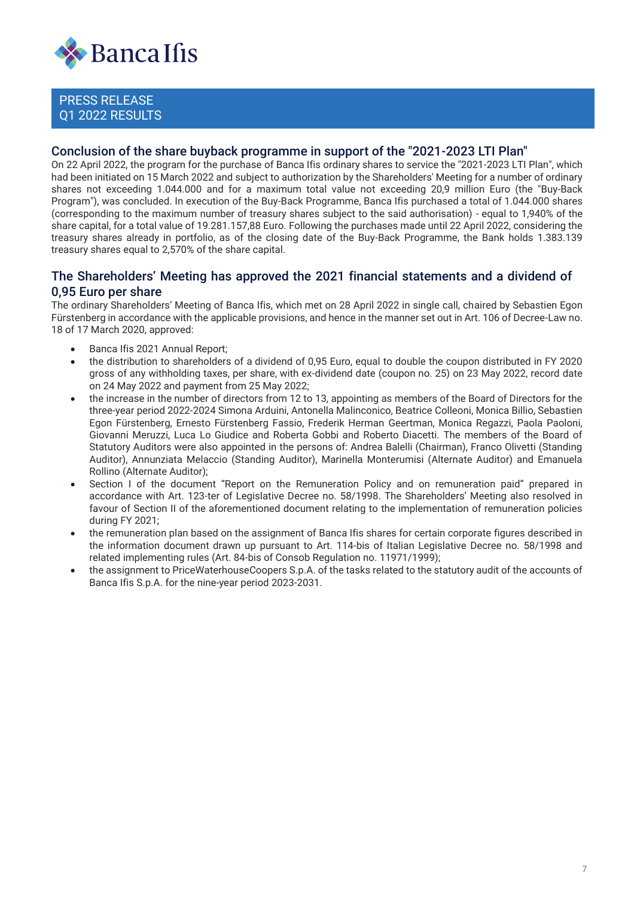PRESS RELEASE
Q1 2022 RESULTS

## Conclusion of the share buyback programme in support of the "2021-2023 LTI Plan"

On 22 April 2022, the program for the purchase of Banca Ifis ordinary shares to service the "2021-2023 LTI Plan", which had been initiated on 15 March 2022 and subject to authorization by the Shareholders' Meeting for a number of ordinary shares not exceeding 1.044.000 and for a maximum total value not exceeding 20,9 million Euro (the "Buy-Back Program"), was concluded. In execution of the Buy-Back Programme, Banca Ifis purchased a total of 1.044.000 shares (corresponding to the maximum number of treasury shares subject to the said authorisation) - equal to 1,940% of the share capital, for a total value of 19.281.157,88 Euro. Following the purchases made until 22 April 2022, considering the treasury shares already in portfolio, as of the closing date of the Buy-Back Programme, the Bank holds 1.383.139 treasury shares equal to 2,570% of the share capital.

## The Shareholders' Meeting has approved the 2021 financial statements and a dividend of 0,95 Euro per share

The ordinary Shareholders' Meeting of Banca Ifis, which met on 28 April 2022 in single call, chaired by Sebastien Egon Fürstenberg in accordance with the applicable provisions, and hence in the manner set out in Art. 106 of Decree-Law no. 18 of 17 March 2020, approved:

- Banca Ifis 2021 Annual Report;
- the distribution to shareholders of a dividend of 0,95 Euro, equal to double the coupon distributed in FY 2020 gross of any withholding taxes, per share, with ex-dividend date (coupon no. 25) on 23 May 2022, record date on 24 May 2022 and payment from 25 May 2022;
- the increase in the number of directors from 12 to 13, appointing as members of the Board of Directors for the three-year period 2022-2024 Simona Arduini, Antonella Malinconico, Beatrice Colleoni, Monica Billio, Sebastien Egon Fürstenberg, Ernesto Fürstenberg Fassio, Frederik Herman Geertman, Monica Regazzi, Paola Paoloni, Giovanni Meruzzi, Luca Lo Giudice and Roberta Gobbi and Roberto Diacetti. The members of the Board of Statutory Auditors were also appointed in the persons of: Andrea Balelli (Chairman), Franco Olivetti (Standing Auditor), Annunziata Melaccio (Standing Auditor), Marinella Monterumisi (Alternate Auditor) and Emanuela Rollino (Alternate Auditor);
- Section I of the document "Report on the Remuneration Policy and on remuneration paid" prepared in accordance with Art. 123-ter of Legislative Decree no. 58/1998. The Shareholders' Meeting also resolved in favour of Section II of the aforementioned document relating to the implementation of remuneration policies during FY 2021;
- the remuneration plan based on the assignment of Banca Ifis shares for certain corporate figures described in the information document drawn up pursuant to Art. 114-bis of Italian Legislative Decree no. 58/1998 and related implementing rules (Art. 84-bis of Consob Regulation no. 11971/1999);
- the assignment to PriceWaterhouseCoopers S.p.A. of the tasks related to the statutory audit of the accounts of Banca Ifis S.p.A. for the nine-year period 2023-2031.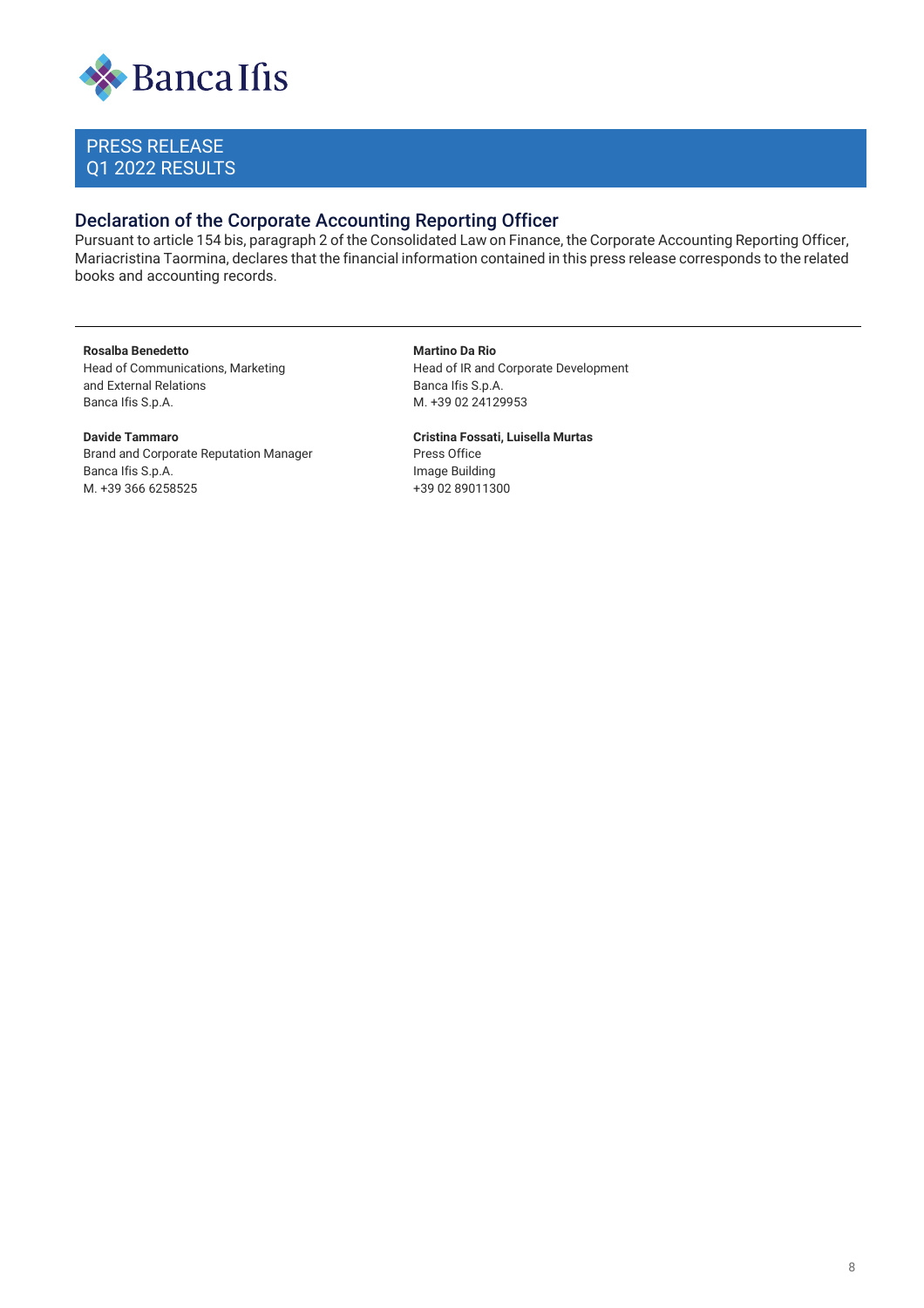PRESS RELEASE
Q1 2022 RESULTS

## Declaration of the Corporate Accounting Reporting Officer

Pursuant to article 154 bis, paragraph 2 of the Consolidated Law on Finance, the Corporate Accounting Reporting Officer, Mariacristina Taormina, declares that the financial information contained in this press release corresponds to the related books and accounting records.

---

**Rosalba Benedetto**
Head of Communications, Marketing
and External Relations
Banca Ifis S.p.A.

**Davide Tammaro**
Brand and Corporate Reputation Manager
Banca Ifis S.p.A.
M. +39 366 6258525

**Martino Da Rio**
Head of IR and Corporate Development
Banca Ifis S.p.A.
M. +39 02 24129953

**Cristina Fossati, Luisella Murtas**
Press Office
Image Building
+39 02 89011300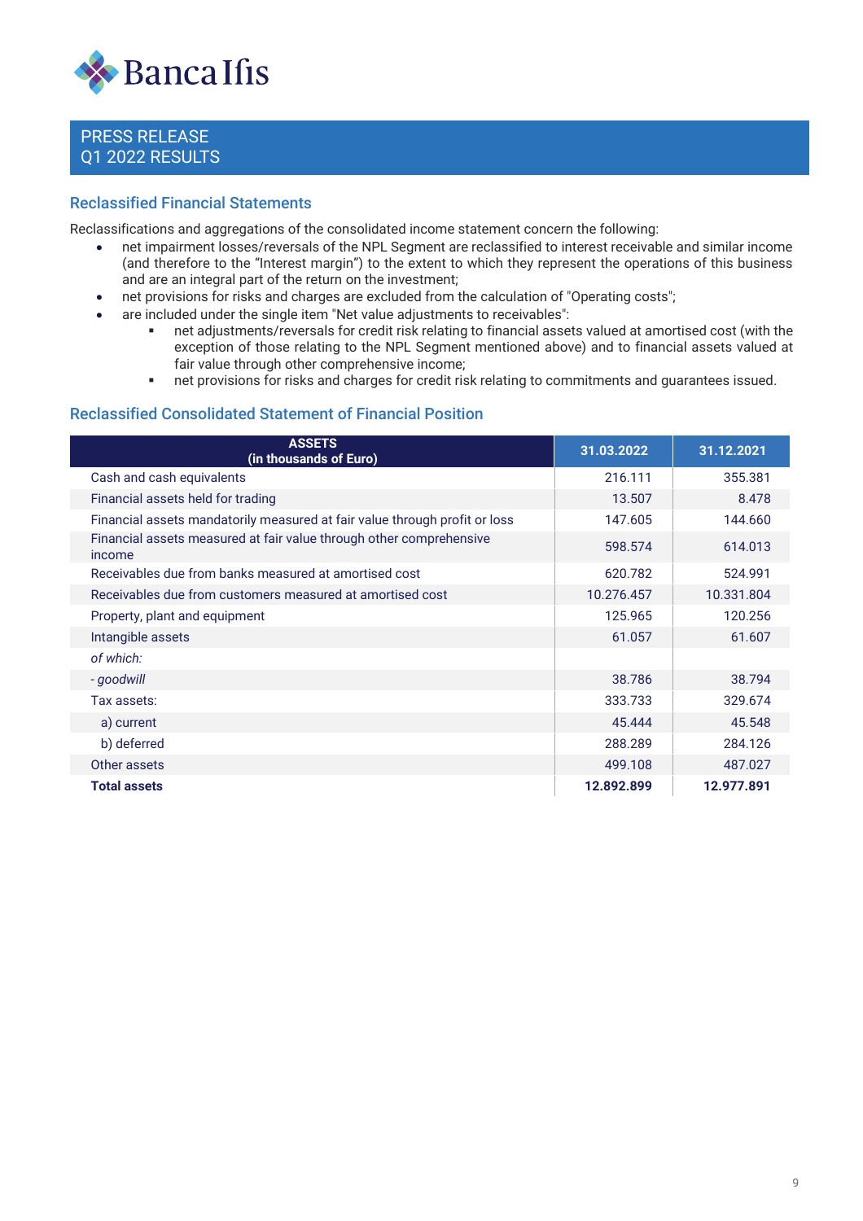## Reclassified Financial Statements

Reclassifications and aggregations of the consolidated income statement concern the following:

- net impairment losses/reversals of the NPL Segment are reclassified to interest receivable and similar income (and therefore to the "Interest margin") to the extent to which they represent the operations of this business and are an integral part of the return on the investment;
- net provisions for risks and charges are excluded from the calculation of "Operating costs";
- are included under the single item "Net value adjustments to receivables":
  - net adjustments/reversals for credit risk relating to financial assets valued at amortised cost (with the exception of those relating to the NPL Segment mentioned above) and to financial assets valued at fair value through other comprehensive income;
  - net provisions for risks and charges for credit risk relating to commitments and guarantees issued.

## Reclassified Consolidated Statement of Financial Position

| ASSETS (in thousands of Euro) | 31.03.2022 | 31.12.2021 |
|---|---|---|
| Cash and cash equivalents | 216.111 | 355.381 |
| Financial assets held for trading | 13.507 | 8.478 |
| Financial assets mandatorily measured at fair value through profit or loss | 147.605 | 144.660 |
| Financial assets measured at fair value through other comprehensive income | 598.574 | 614.013 |
| Receivables due from banks measured at amortised cost | 620.782 | 524.991 |
| Receivables due from customers measured at amortised cost | 10.276.457 | 10.331.804 |
| Property, plant and equipment | 125.965 | 120.256 |
| Intangible assets | 61.057 | 61.607 |
| *of which:* | | |
| *- goodwill* | 38.786 | 38.794 |
| Tax assets: | 333.733 | 329.674 |
| a) current | 45.444 | 45.548 |
| b) deferred | 288.289 | 284.126 |
| Other assets | 499.108 | 487.027 |
| **Total assets** | **12.892.899** | **12.977.891** |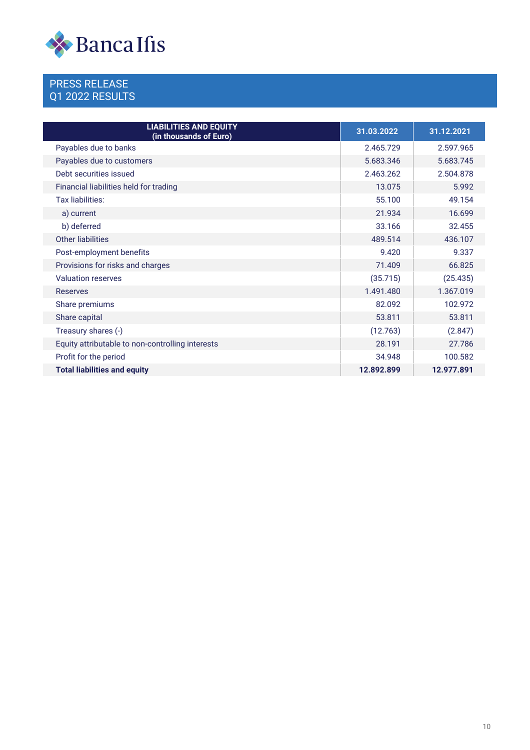PRESS RELEASE
Q1 2022 RESULTS

| LIABILITIES AND EQUITY (in thousands of Euro) | 31.03.2022 | 31.12.2021 |
|---|---|---|
| Payables due to banks | 2.465.729 | 2.597.965 |
| Payables due to customers | 5.683.346 | 5.683.745 |
| Debt securities issued | 2.463.262 | 2.504.878 |
| Financial liabilities held for trading | 13.075 | 5.992 |
| Tax liabilities: | 55.100 | 49.154 |
| a) current | 21.934 | 16.699 |
| b) deferred | 33.166 | 32.455 |
| Other liabilities | 489.514 | 436.107 |
| Post-employment benefits | 9.420 | 9.337 |
| Provisions for risks and charges | 71.409 | 66.825 |
| Valuation reserves | (35.715) | (25.435) |
| Reserves | 1.491.480 | 1.367.019 |
| Share premiums | 82.092 | 102.972 |
| Share capital | 53.811 | 53.811 |
| Treasury shares (-) | (12.763) | (2.847) |
| Equity attributable to non-controlling interests | 28.191 | 27.786 |
| Profit for the period | 34.948 | 100.582 |
| **Total liabilities and equity** | **12.892.899** | **12.977.891** |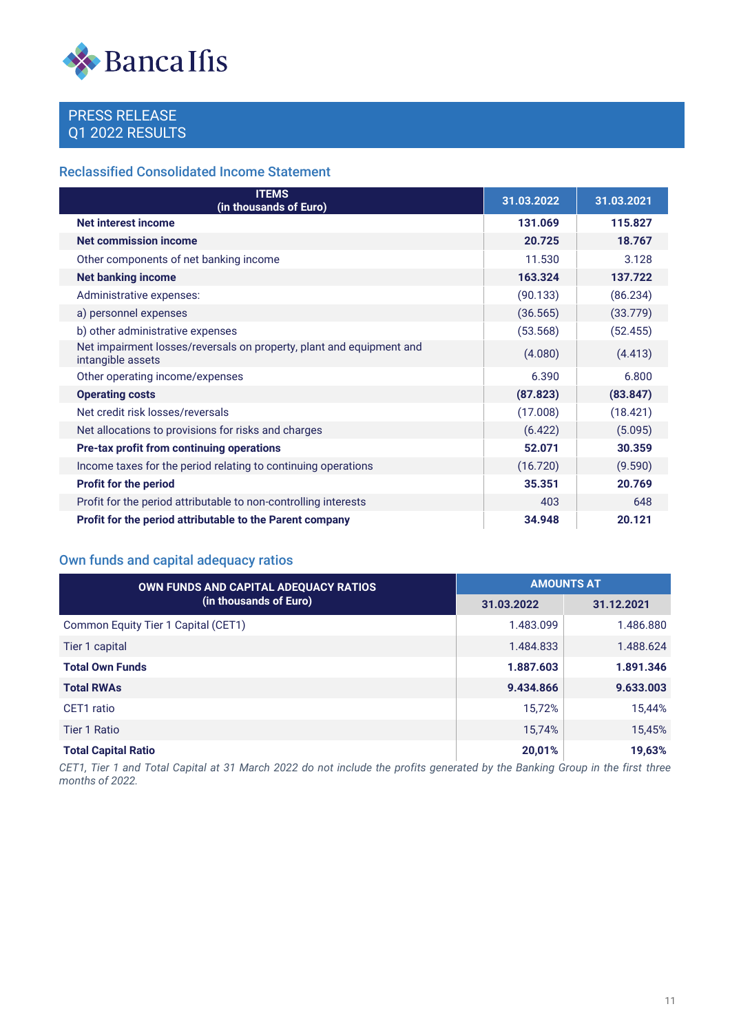PRESS RELEASE
Q1 2022 RESULTS

## Reclassified Consolidated Income Statement

| ITEMS (in thousands of Euro) | 31.03.2022 | 31.03.2021 |
|---|---|---|
| **Net interest income** | **131.069** | **115.827** |
| **Net commission income** | **20.725** | **18.767** |
| Other components of net banking income | 11.530 | 3.128 |
| **Net banking income** | **163.324** | **137.722** |
| Administrative expenses: | (90.133) | (86.234) |
| a) personnel expenses | (36.565) | (33.779) |
| b) other administrative expenses | (53.568) | (52.455) |
| Net impairment losses/reversals on property, plant and equipment and intangible assets | (4.080) | (4.413) |
| Other operating income/expenses | 6.390 | 6.800 |
| **Operating costs** | **(87.823)** | **(83.847)** |
| Net credit risk losses/reversals | (17.008) | (18.421) |
| Net allocations to provisions for risks and charges | (6.422) | (5.095) |
| **Pre-tax profit from continuing operations** | **52.071** | **30.359** |
| Income taxes for the period relating to continuing operations | (16.720) | (9.590) |
| **Profit for the period** | **35.351** | **20.769** |
| Profit for the period attributable to non-controlling interests | 403 | 648 |
| **Profit for the period attributable to the Parent company** | **34.948** | **20.121** |

## Own funds and capital adequacy ratios

| OWN FUNDS AND CAPITAL ADEQUACY RATIOS (in thousands of Euro) | AMOUNTS AT | |
|---|---|---|
| | 31.03.2022 | 31.12.2021 |
| Common Equity Tier 1 Capital (CET1) | 1.483.099 | 1.486.880 |
| Tier 1 capital | 1.484.833 | 1.488.624 |
| **Total Own Funds** | **1.887.603** | **1.891.346** |
| **Total RWAs** | **9.434.866** | **9.633.003** |
| CET1 ratio | 15,72% | 15,44% |
| Tier 1 Ratio | 15,74% | 15,45% |
| **Total Capital Ratio** | **20,01%** | **19,63%** |

*CET1, Tier 1 and Total Capital at 31 March 2022 do not include the profits generated by the Banking Group in the first three months of 2022.*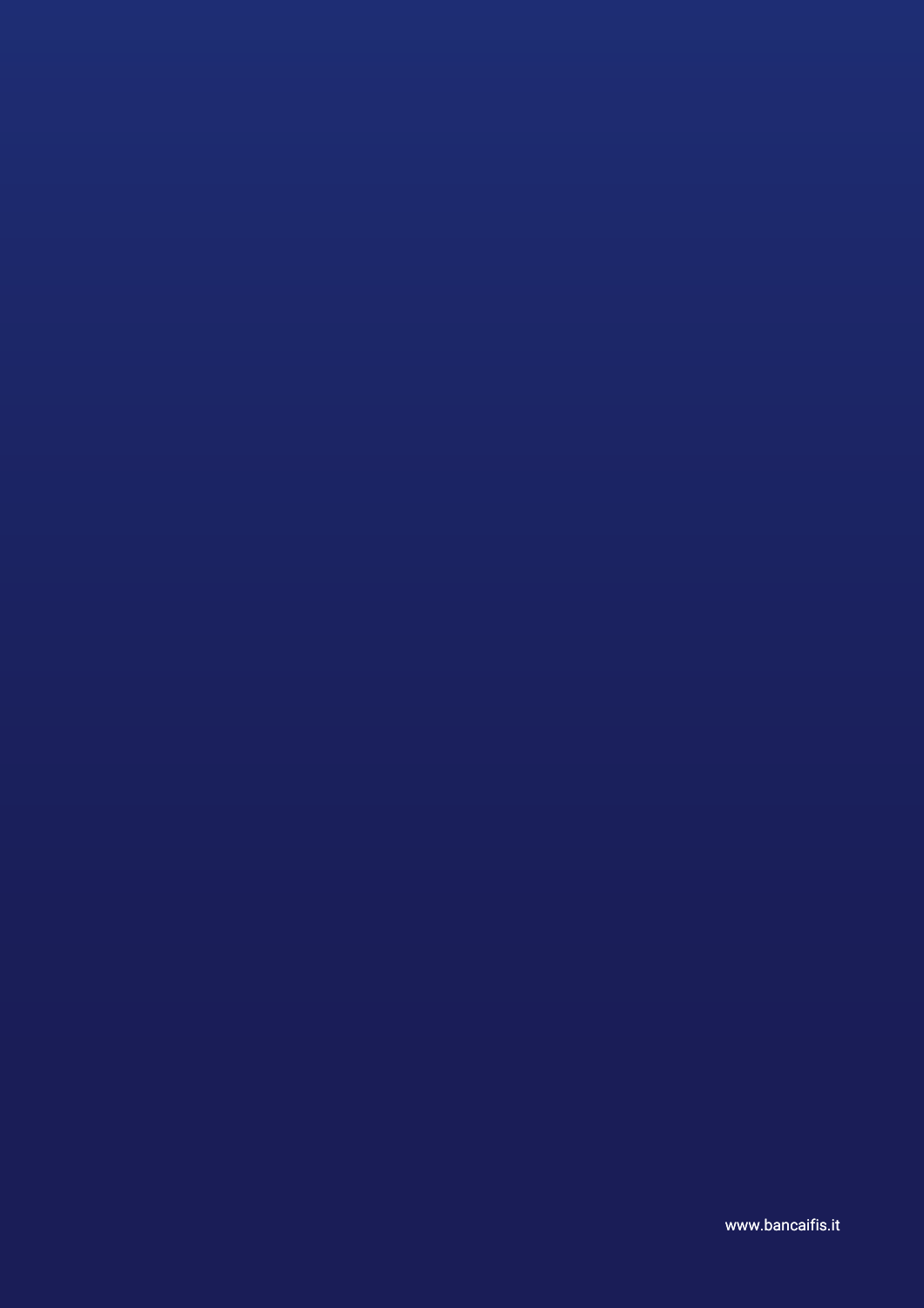www.bancaifis.it